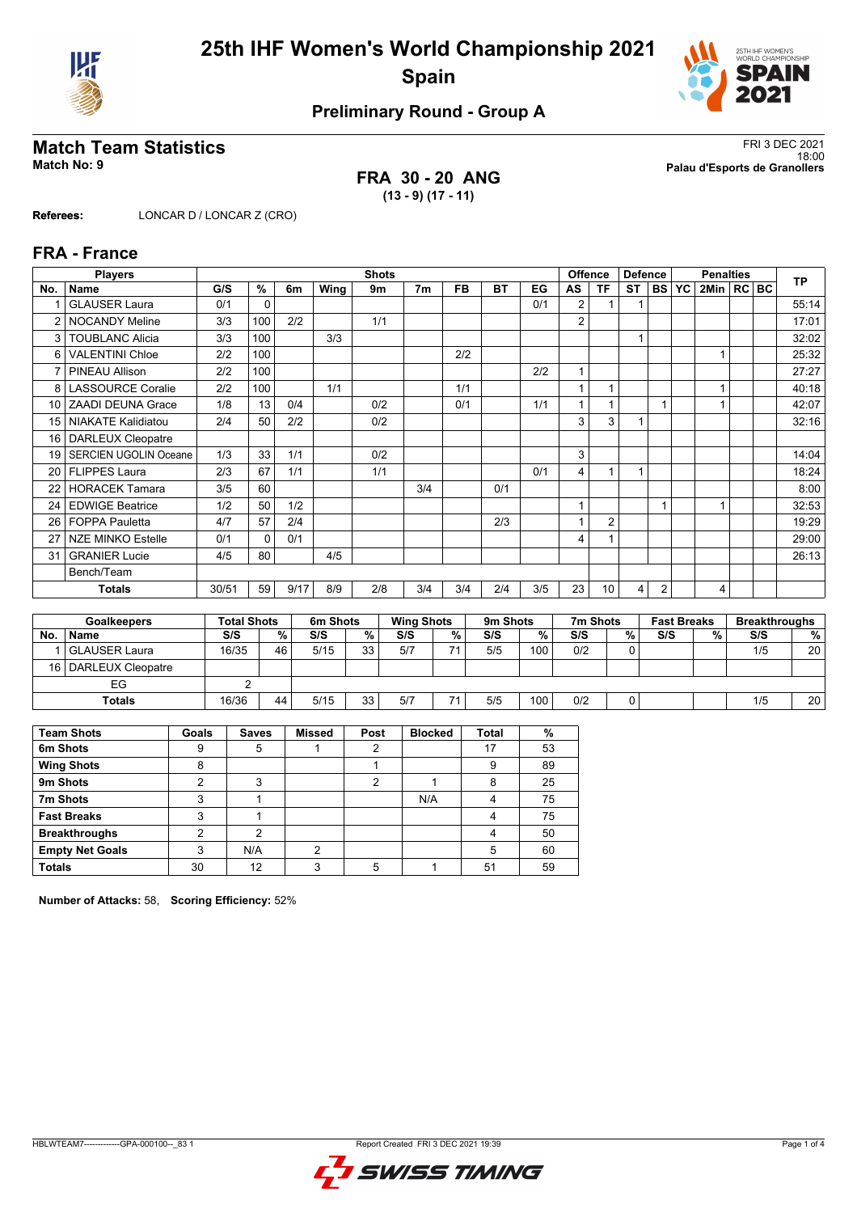# 25th IHF Women's World Championship 2021

## Spain

### Preliminary Round - Group A

## Match Team Statistics

**Match No: 9**

FRI 3 DEC 2021
18:00
**Palau d'Esports de Granollers**

**FRA 30 - 20 ANG**
**(13 - 9) (17 - 11)**

**Referees:** LONCAR D / LONCAR Z (CRO)

## FRA - France

| Players | | Shots | | | | | | | | | Offence | | Defence | | Penalties | | | | TP |
|---|---|---|---|---|---|---|---|---|---|---|---|---|---|---|---|---|---|---|---|
| No. | Name | G/S | % | 6m | Wing | 9m | 7m | FB | BT | EG | AS | TF | ST | BS | YC | 2Min | RC | BC | |
| 1 | GLAUSER Laura | 0/1 | 0 | | | | | | | 0/1 | 2 | 1 | 1 | | | | | | 55:14 |
| 2 | NOCANDY Meline | 3/3 | 100 | 2/2 | | 1/1 | | | | | 2 | | | | | | | | 17:01 |
| 3 | TOUBLANC Alicia | 3/3 | 100 | | 3/3 | | | | | | | | 1 | | | | | | 32:02 |
| 6 | VALENTINI Chloe | 2/2 | 100 | | | | | 2/2 | | | | | | | | 1 | | | 25:32 |
| 7 | PINEAU Allison | 2/2 | 100 | | | | | | | 2/2 | 1 | | | | | | | | 27:27 |
| 8 | LASSOURCE Coralie | 2/2 | 100 | | 1/1 | | | 1/1 | | | 1 | 1 | | | | 1 | | | 40:18 |
| 10 | ZAADI DEUNA Grace | 1/8 | 13 | 0/4 | | 0/2 | | 0/1 | | 1/1 | 1 | 1 | | 1 | | 1 | | | 42:07 |
| 15 | NIAKATE Kalidiatou | 2/4 | 50 | 2/2 | | 0/2 | | | | | 3 | 3 | 1 | | | | | | 32:16 |
| 16 | DARLEUX Cleopatre | | | | | | | | | | | | | | | | | | |
| 19 | SERCIEN UGOLIN Oceane | 1/3 | 33 | 1/1 | | 0/2 | | | | | 3 | | | | | | | | 14:04 |
| 20 | FLIPPES Laura | 2/3 | 67 | 1/1 | | 1/1 | | | | 0/1 | 4 | 1 | 1 | | | | | | 18:24 |
| 22 | HORACEK Tamara | 3/5 | 60 | | | | 3/4 | | 0/1 | | | | | | | | | | 8:00 |
| 24 | EDWIGE Beatrice | 1/2 | 50 | 1/2 | | | | | | | 1 | | | 1 | | 1 | | | 32:53 |
| 26 | FOPPA Pauletta | 4/7 | 57 | 2/4 | | | | | 2/3 | | 1 | 2 | | | | | | | 19:29 |
| 27 | NZE MINKO Estelle | 0/1 | 0 | 0/1 | | | | | | | 4 | 1 | | | | | | | 29:00 |
| 31 | GRANIER Lucie | 4/5 | 80 | | 4/5 | | | | | | | | | | | | | | 26:13 |
| | Bench/Team | | | | | | | | | | | | | | | | | | |
| | **Totals** | 30/51 | 59 | 9/17 | 8/9 | 2/8 | 3/4 | 3/4 | 2/4 | 3/5 | 23 | 10 | 4 | 2 | | 4 | | | |

| Goalkeepers | | Total Shots | | 6m Shots | | Wing Shots | | 9m Shots | | 7m Shots | | Fast Breaks | | Breakthroughs | |
|---|---|---|---|---|---|---|---|---|---|---|---|---|---|---|---|
| No. | Name | S/S | % | S/S | % | S/S | % | S/S | % | S/S | % | S/S | % | S/S | % |
| 1 | GLAUSER Laura | 16/35 | 46 | 5/15 | 33 | 5/7 | 71 | 5/5 | 100 | 0/2 | 0 | | | 1/5 | 20 |
| 16 | DARLEUX Cleopatre | | | | | | | | | | | | | | |
| | EG | 2 | | | | | | | | | | | | | |
| | **Totals** | 16/36 | 44 | 5/15 | 33 | 5/7 | 71 | 5/5 | 100 | 0/2 | 0 | | | 1/5 | 20 |

| Team Shots | Goals | Saves | Missed | Post | Blocked | Total | % |
|---|---|---|---|---|---|---|---|
| **6m Shots** | 9 | 5 | 1 | 2 | | 17 | 53 |
| **Wing Shots** | 8 | | | 1 | | 9 | 89 |
| **9m Shots** | 2 | 3 | | 2 | 1 | 8 | 25 |
| **7m Shots** | 3 | 1 | | | N/A | 4 | 75 |
| **Fast Breaks** | 3 | 1 | | | | 4 | 75 |
| **Breakthroughs** | 2 | 2 | | | | 4 | 50 |
| **Empty Net Goals** | 3 | N/A | 2 | | | 5 | 60 |
| **Totals** | 30 | 12 | 3 | 5 | 1 | 51 | 59 |

**Number of Attacks:** 58, **Scoring Efficiency:** 52%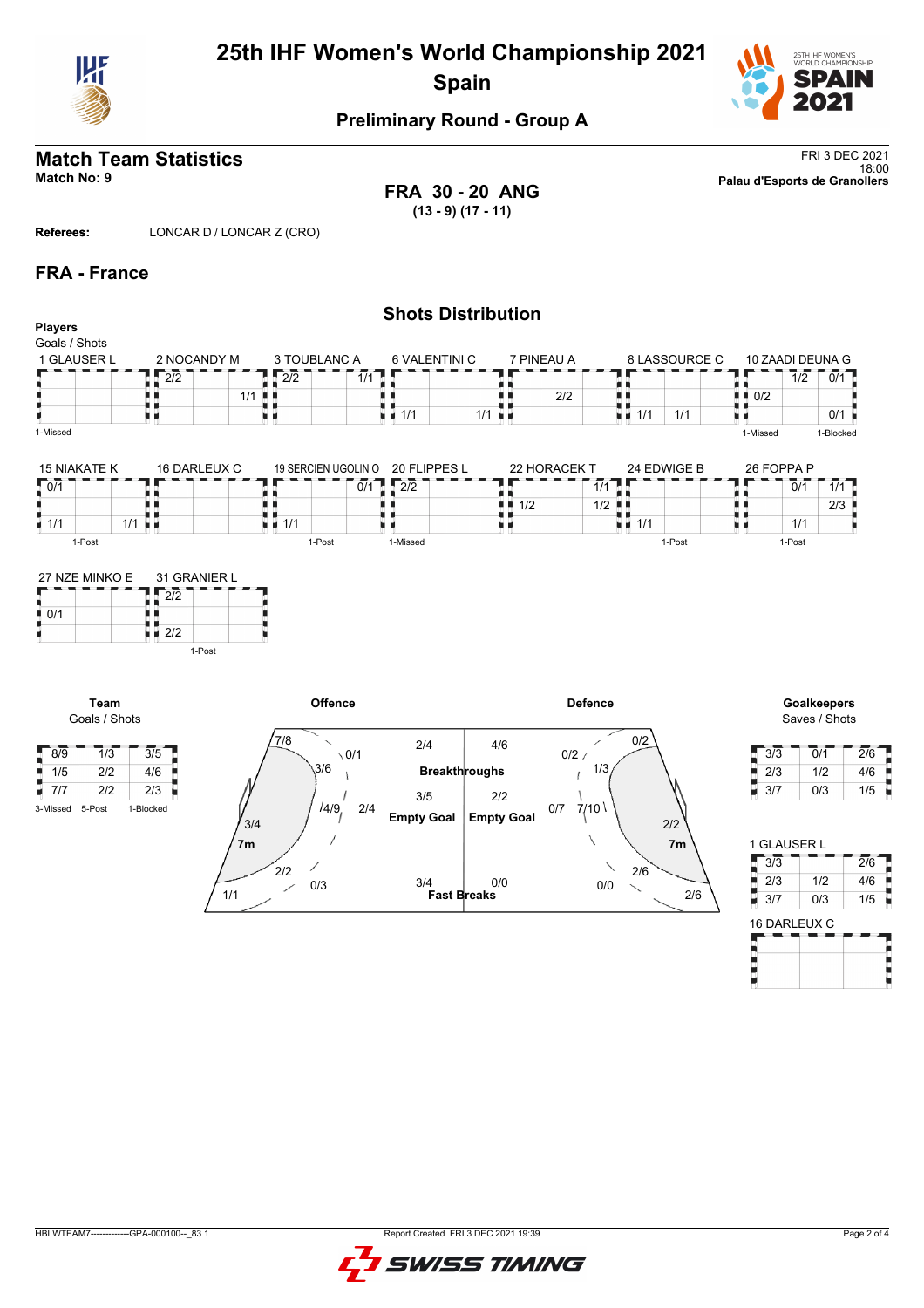# 25th IHF Women's World Championship 2021
## Spain

### Preliminary Round - Group A

## Match Team Statistics

**Match No: 9**

FRI 3 DEC 2021
18:00
**Palau d'Esports de Granollers**

**FRA 30 - 20 ANG**
**(13 - 9) (17 - 11)**

**Referees:** LONCAR D / LONCAR Z (CRO)

## FRA - France

### Shots Distribution

**Players**
Goals / Shots

**1 GLAUSER L**

| | | |
|---|---|---|
| | | |
| | | |
| | | |

1-Missed

**2 NOCANDY M**

| | | |
|---|---|---|
| 2/2 | | |
| | | 1/1 |
| | | |

**3 TOUBLANC A**

| | | |
|---|---|---|
| 2/2 | | 1/1 |
| | | |
| | | |

**6 VALENTINI C**

| | | |
|---|---|---|
| | | |
| | | |
| 1/1 | | 1/1 |

**7 PINEAU A**

| | | |
|---|---|---|
| | | |
| | 2/2 | |
| | | |

**8 LASSOURCE C**

| | | |
|---|---|---|
| | | |
| | | |
| 1/1 | 1/1 | |

**10 ZAADI DEUNA G**

| | | |
|---|---|---|
| | 1/2 | 0/1 |
| 0/2 | | |
| | | 0/1 |

1-Missed, 1-Blocked

**15 NIAKATE K**

| | | |
|---|---|---|
| 0/1 | | |
| | | |
| 1/1 | | 1/1 |

1-Post

**16 DARLEUX C**

| | | |
|---|---|---|
| | | |
| | | |
| | | |

**19 SERCIEN UGOLIN O**

| | | |
|---|---|---|
| | | 0/1 |
| | | |
| 1/1 | | |

1-Post

**20 FLIPPES L**

| | | |
|---|---|---|
| 2/2 | | |
| | | |
| | | |

1-Missed

**22 HORACEK T**

| | | |
|---|---|---|
| | | 1/1 |
| 1/2 | | 1/2 |
| | | |

**24 EDWIGE B**

| | | |
|---|---|---|
| | | |
| | | |
| 1/1 | | |

1-Post

**26 FOPPA P**

| | | |
|---|---|---|
| | 0/1 | 1/1 |
| | | 2/3 |
| | 1/1 | |

1-Post

**27 NZE MINKO E**

| | | |
|---|---|---|
| | | |
| 0/1 | | |
| | | |

**31 GRANIER L**

| | | |
|---|---|---|
| 2/2 | | |
| | | |
| 2/2 | | |

1-Post

**Team**
Goals / Shots

| | | |
|---|---|---|
| 8/9 | 1/3 | 3/5 |
| 1/5 | 2/2 | 4/6 |
| 7/7 | 2/2 | 2/3 |

3-Missed, 5-Post, 1-Blocked

**Offence**

| Area | Goals / Shots |
|---|---|
| Left wing | 7/8 |
| Left 9m | 3/6 |
| Centre 9m (top) | 0/1 |
| Centre 9m | 4/9 |
| Centre 6m | 2/4 |
| Left 6m | 3/4 |
| 7m | 2/2 |
| Right 6m | 0/3 |
| Right wing | 1/1 |
| Breakthroughs | 2/4 |
| Empty Goal | 3/5 |
| Fast Breaks | 3/4 |

**Defence**

| Area | Goals / Shots |
|---|---|
| Breakthroughs | 4/6 |
| Empty Goal | 2/2 |
| Fast Breaks | 0/0 |
| Left wing | 0/2 |
| Centre 9m (top) | 0/2 |
| 9m | 1/3 |
| 6m | 7/10 |
| Centre 6m | 0/7 |
| Right 6m | 2/2 |
| 7m | 2/6 |
| Right wing | 2/6 |
| Wing | 0/0 |

**Goalkeepers**
Saves / Shots

| | | |
|---|---|---|
| 3/3 | 0/1 | 2/6 |
| 2/3 | 1/2 | 4/6 |
| 3/7 | 0/3 | 1/5 |

**1 GLAUSER L**

| | | |
|---|---|---|
| 3/3 | | 2/6 |
| 2/3 | 1/2 | 4/6 |
| 3/7 | 0/3 | 1/5 |

**16 DARLEUX C**

| | | |
|---|---|---|
| | | |
| | | |
| | | |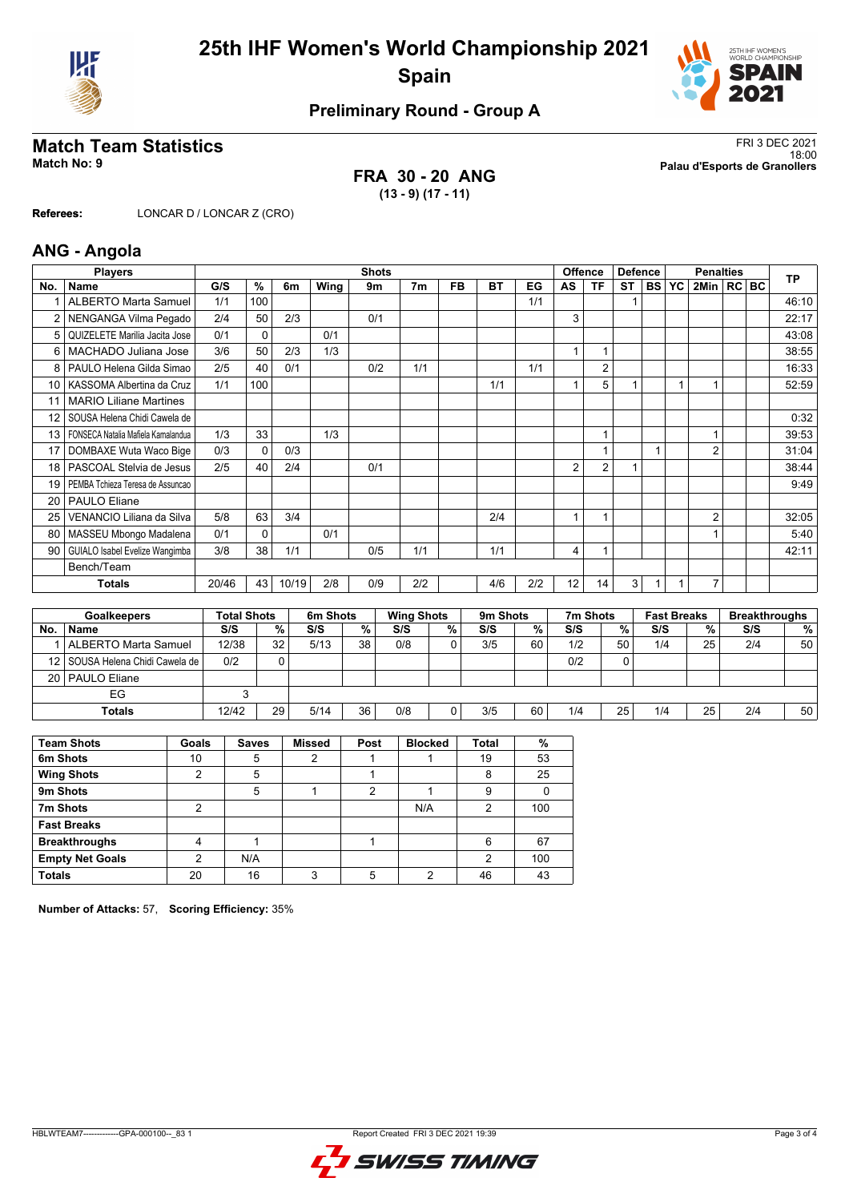# 25th IHF Women's World Championship 2021

## Spain

### Preliminary Round - Group A

## Match Team Statistics

**Match No: 9**

FRI 3 DEC 2021
18:00
**Palau d'Esports de Granollers**

**FRA 30 - 20 ANG**
**(13 - 9) (17 - 11)**

**Referees:** LONCAR D / LONCAR Z (CRO)

## ANG - Angola

| Players | | Shots | | | | | | | | | Offence | | Defence | | | Penalties | | | TP |
|---|---|---|---|---|---|---|---|---|---|---|---|---|---|---|---|---|---|---|---|
| No. | Name | G/S | % | 6m | Wing | 9m | 7m | FB | BT | EG | AS | TF | ST | BS | YC | 2Min | RC | BC | |
| 1 | ALBERTO Marta Samuel | 1/1 | 100 | | | | | | | 1/1 | | | 1 | | | | | | 46:10 |
| 2 | NENGANGA Vilma Pegado | 2/4 | 50 | 2/3 | | 0/1 | | | | | 3 | | | | | | | | 22:17 |
| 5 | QUIZELETE Marilia Jacita Jose | 0/1 | 0 | | 0/1 | | | | | | | | | | | | | | 43:08 |
| 6 | MACHADO Juliana Jose | 3/6 | 50 | 2/3 | 1/3 | | | | | | 1 | 1 | | | | | | | 38:55 |
| 8 | PAULO Helena Gilda Simao | 2/5 | 40 | 0/1 | | 0/2 | 1/1 | | | 1/1 | | 2 | | | | | | | 16:33 |
| 10 | KASSOMA Albertina da Cruz | 1/1 | 100 | | | | | | 1/1 | | 1 | 5 | 1 | | 1 | 1 | | | 52:59 |
| 11 | MARIO Liliane Martines | | | | | | | | | | | | | | | | | | |
| 12 | SOUSA Helena Chidi Cawela de | | | | | | | | | | | | | | | | | | 0:32 |
| 13 | FONSECA Natalia Mafiela Kamalandua | 1/3 | 33 | | 1/3 | | | | | | | 1 | | | | 1 | | | 39:53 |
| 17 | DOMBAXE Wuta Waco Bige | 0/3 | 0 | 0/3 | | | | | | | | 1 | | 1 | | 2 | | | 31:04 |
| 18 | PASCOAL Stelvia de Jesus | 2/5 | 40 | 2/4 | | 0/1 | | | | | 2 | 2 | 1 | | | | | | 38:44 |
| 19 | PEMBA Tchieza Teresa de Assuncao | | | | | | | | | | | | | | | | | | 9:49 |
| 20 | PAULO Eliane | | | | | | | | | | | | | | | | | | |
| 25 | VENANCIO Liliana da Silva | 5/8 | 63 | 3/4 | | | | | 2/4 | | 1 | 1 | | | | 2 | | | 32:05 |
| 80 | MASSEU Mbongo Madalena | 0/1 | 0 | | 0/1 | | | | | | | | | | | 1 | | | 5:40 |
| 90 | GUIALO Isabel Evelize Wangimba | 3/8 | 38 | 1/1 | | 0/5 | 1/1 | | 1/1 | | 4 | 1 | | | | | | | 42:11 |
| | Bench/Team | | | | | | | | | | | | | | | | | | |
| | **Totals** | 20/46 | 43 | 10/19 | 2/8 | 0/9 | 2/2 | | 4/6 | 2/2 | 12 | 14 | 3 | 1 | 1 | 7 | | | |

| Goalkeepers | | Total Shots | | 6m Shots | | Wing Shots | | 9m Shots | | 7m Shots | | Fast Breaks | | Breakthroughs | |
|---|---|---|---|---|---|---|---|---|---|---|---|---|---|---|---|
| No. | Name | S/S | % | S/S | % | S/S | % | S/S | % | S/S | % | S/S | % | S/S | % |
| 1 | ALBERTO Marta Samuel | 12/38 | 32 | 5/13 | 38 | 0/8 | 0 | 3/5 | 60 | 1/2 | 50 | 1/4 | 25 | 2/4 | 50 |
| 12 | SOUSA Helena Chidi Cawela de | 0/2 | 0 | | | | | | | 0/2 | 0 | | | | |
| 20 | PAULO Eliane | | | | | | | | | | | | | | |
| | EG | 3 | | | | | | | | | | | | | |
| | **Totals** | 12/42 | 29 | 5/14 | 36 | 0/8 | 0 | 3/5 | 60 | 1/4 | 25 | 1/4 | 25 | 2/4 | 50 |

| Team Shots | Goals | Saves | Missed | Post | Blocked | Total | % |
|---|---|---|---|---|---|---|---|
| 6m Shots | 10 | 5 | 2 | 1 | 1 | 19 | 53 |
| Wing Shots | 2 | 5 | | 1 | | 8 | 25 |
| 9m Shots | | 5 | 1 | 2 | 1 | 9 | 0 |
| 7m Shots | 2 | | | | N/A | 2 | 100 |
| Fast Breaks | | | | | | | |
| Breakthroughs | 4 | 1 | | 1 | | 6 | 67 |
| Empty Net Goals | 2 | N/A | | | | 2 | 100 |
| **Totals** | 20 | 16 | 3 | 5 | 2 | 46 | 43 |

**Number of Attacks:** 57, **Scoring Efficiency:** 35%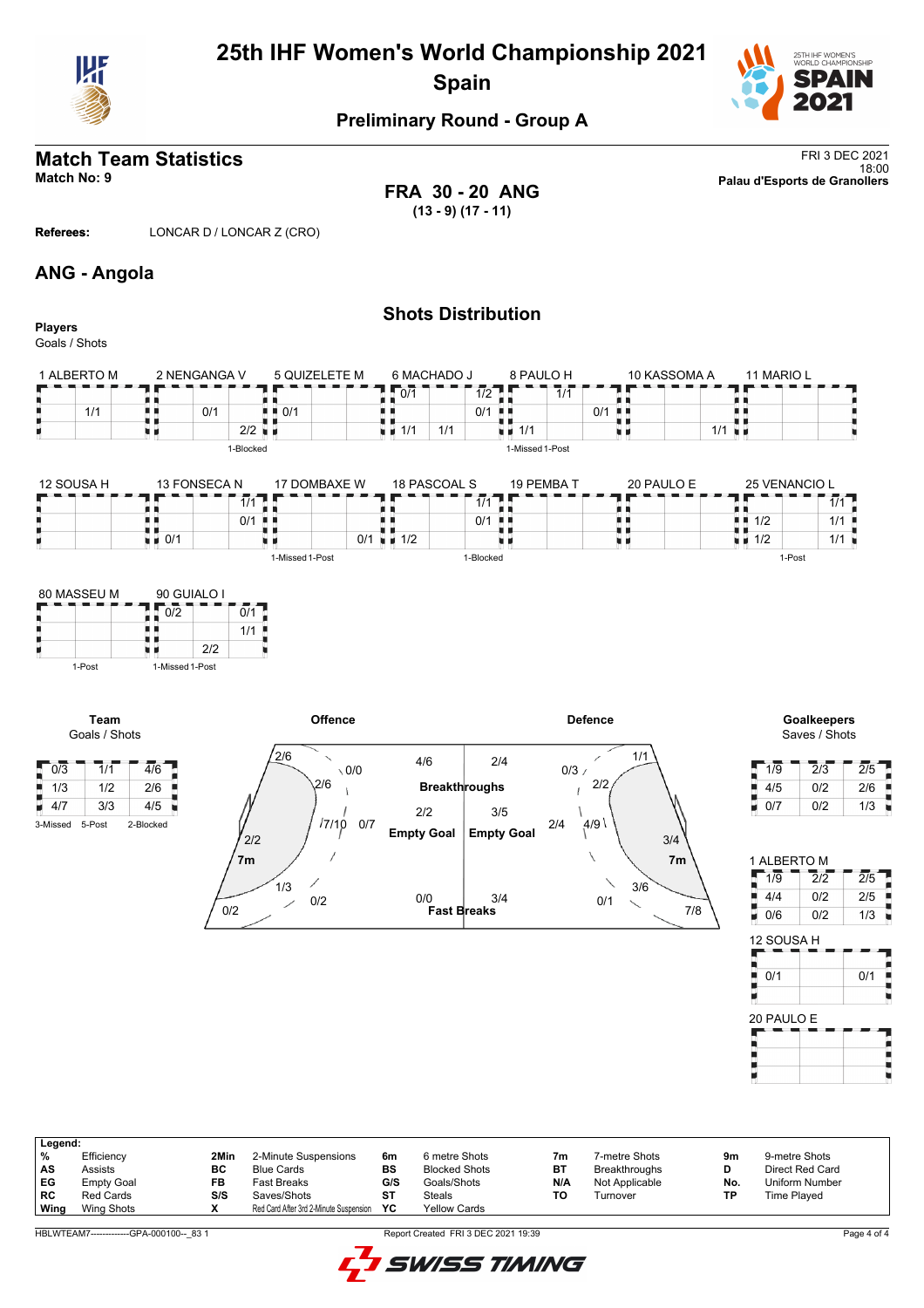# 25th IHF Women's World Championship 2021
## Spain

### Preliminary Round - Group A

## Match Team Statistics

**Match No: 9**

FRI 3 DEC 2021
18:00
**Palau d'Esports de Granollers**

**FRA 30 - 20 ANG**
**(13 - 9) (17 - 11)**

**Referees:** LONCAR D / LONCAR Z (CRO)

## ANG - Angola

### Shots Distribution

**Players**
Goals / Shots

1 ALBERTO M

| | | |
|---|---|---|
| | | |
| 1/1 | | |
| | | |

2 NENGANGA V

| | | |
|---|---|---|
| | | |
| | 0/1 | |
| | | 2/2 |

1-Blocked

5 QUIZELETE M

| | | |
|---|---|---|
| | | |
| 0/1 | | |
| | | |

6 MACHADO J

| | | |
|---|---|---|
| 0/1 | | 1/2 |
| | | 0/1 |
| 1/1 | 1/1 | |

8 PAULO H

| | | |
|---|---|---|
| | 1/1 | |
| | | 0/1 |
| 1/1 | | |

1-Missed 1-Post

10 KASSOMA A

| | | |
|---|---|---|
| | | |
| | | |
| | | 1/1 |

11 MARIO L

| | | |
|---|---|---|
| | | |
| | | |
| | | |

12 SOUSA H

| | | |
|---|---|---|
| | | |
| | | |
| | | |

13 FONSECA N

| | | |
|---|---|---|
| | | 1/1 |
| | | 0/1 |
| 0/1 | | |

17 DOMBAXE W

| | | |
|---|---|---|
| | | |
| | | |
| | | 0/1 |

1-Missed 1-Post

18 PASCOAL S

| | | |
|---|---|---|
| | | 1/1 |
| | | 0/1 |
| 1/2 | | |

1-Blocked

19 PEMBA T

| | | |
|---|---|---|
| | | |
| | | |
| | | |

20 PAULO E

| | | |
|---|---|---|
| | | |
| | | |
| | | |

25 VENANCIO L

| | | |
|---|---|---|
| | | 1/1 |
| 1/2 | | 1/1 |
| 1/2 | | 1/1 |

1-Post

80 MASSEU M

| | | |
|---|---|---|
| | | |
| | | |
| | | |

1-Post

90 GUIALO I

| | | |
|---|---|---|
| 0/2 | | 0/1 |
| | | 1/1 |
| | 2/2 | |

1-Missed 1-Post

**Team**
Goals / Shots

| | | |
|---|---|---|
| 0/3 | 1/1 | 4/6 |
| 1/3 | 1/2 | 2/6 |
| 4/7 | 3/3 | 4/5 |

3-Missed 5-Post 2-Blocked

**Offence**

2/6
0/0
2/6
7/10
0/7
2/2
7m
1/3
0/2
0/2

| | |
|---|---|
| 4/6 | 2/4 |
| **Breakthroughs** | |
| 2/2 | 3/5 |
| **Empty Goal** | **Empty Goal** |
| 0/0 | 3/4 |
| **Fast Breaks** | |

**Defence**

0/3
1/1
2/2
2/4
4/9
3/4
7m
3/6
0/1
7/8

**Goalkeepers**
Saves / Shots

| | | |
|---|---|---|
| 1/9 | 2/3 | 2/5 |
| 4/5 | 0/2 | 2/6 |
| 0/7 | 0/2 | 1/3 |

1 ALBERTO M

| | | |
|---|---|---|
| 1/9 | 2/2 | 2/5 |
| 4/4 | 0/2 | 2/5 |
| 0/6 | 0/2 | 1/3 |

12 SOUSA H

| | | |
|---|---|---|
| | | |
| 0/1 | | 0/1 |
| | | |

20 PAULO E

| | | |
|---|---|---|
| | | |
| | | |
| | | |

**Legend:**

| | | | | | | | | | |
|---|---|---|---|---|---|---|---|---|---|
| % | Efficiency | 2Min | 2-Minute Suspensions | 6m | 6 metre Shots | 7m | 7-metre Shots | 9m | 9-metre Shots |
| AS | Assists | BC | Blue Cards | BS | Blocked Shots | BT | Breakthroughs | D | Direct Red Card |
| EG | Empty Goal | FB | Fast Breaks | G/S | Goals/Shots | N/A | Not Applicable | No. | Uniform Number |
| RC | Red Cards | S/S | Saves/Shots | ST | Steals | TO | Turnover | TP | Time Played |
| Wing | Wing Shots | X | Red Card After 3rd 2-Minute Suspension | YC | Yellow Cards | | | | |

HBLWTEAM7--------------GPA-000100--_83 1 Report Created FRI 3 DEC 2021 19:39